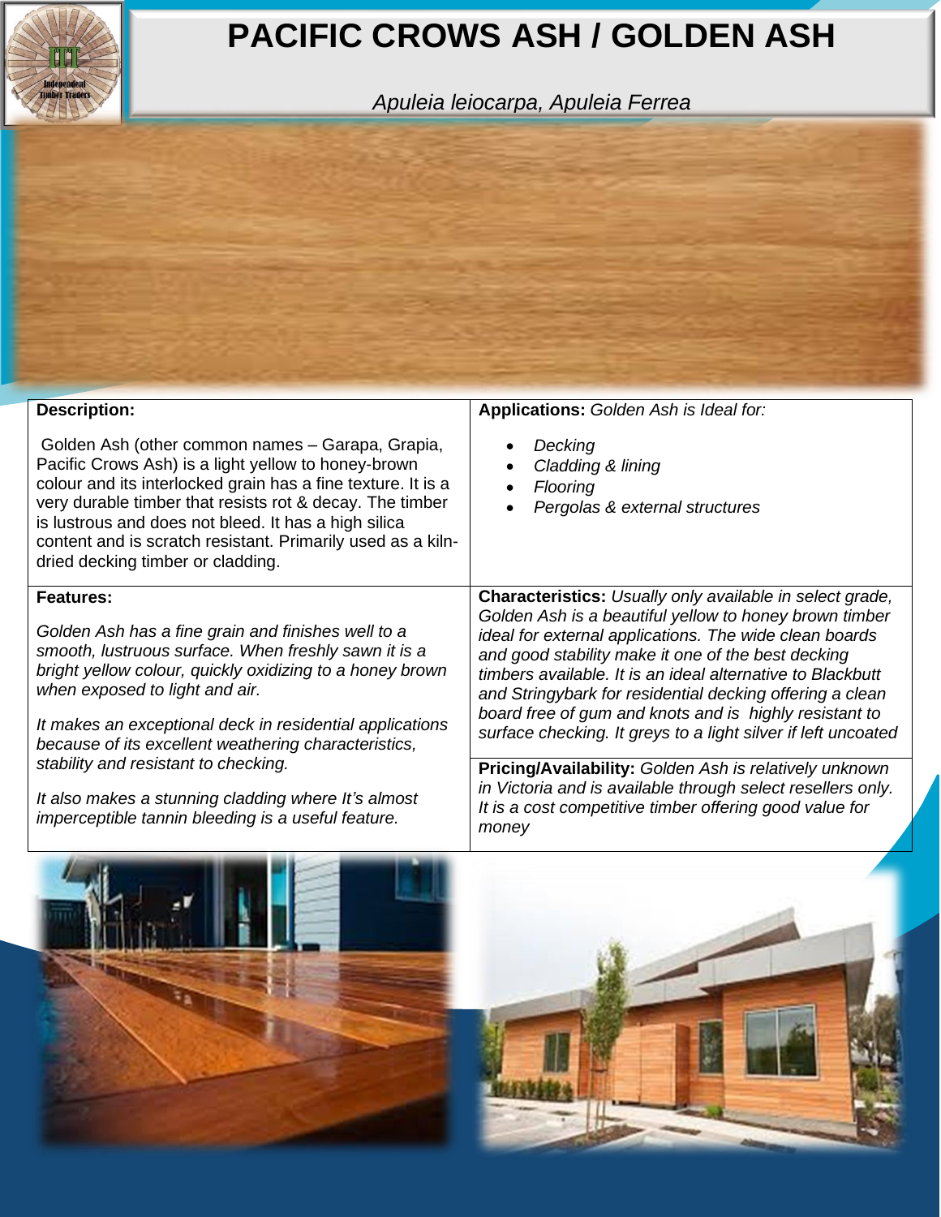# PACIFIC CROWS ASH / GOLDEN ASH

*Apuleia leiocarpa, Apuleia Ferrea*

**Description:**

Golden Ash (other common names – Garapa, Grapia, Pacific Crows Ash) is a light yellow to honey-brown colour and its interlocked grain has a fine texture. It is a very durable timber that resists rot & decay. The timber is lustrous and does not bleed. It has a high silica content and is scratch resistant. Primarily used as a kiln-dried decking timber or cladding.

**Applications:** *Golden Ash is Ideal for:*

- *Decking*
- *Cladding & lining*
- *Flooring*
- *Pergolas & external structures*

**Features:**

*Golden Ash has a fine grain and finishes well to a smooth, lustruous surface. When freshly sawn it is a bright yellow colour, quickly oxidizing to a honey brown when exposed to light and air.*

*It makes an exceptional deck in residential applications because of its excellent weathering characteristics, stability and resistant to checking.*

*It also makes a stunning cladding where It's almost imperceptible tannin bleeding is a useful feature.*

**Characteristics:** *Usually only available in select grade, Golden Ash is a beautiful yellow to honey brown timber ideal for external applications. The wide clean boards and good stability make it one of the best decking timbers available. It is an ideal alternative to Blackbutt and Stringybark for residential decking offering a clean board free of gum and knots and is highly resistant to surface checking. It greys to a light silver if left uncoated*

**Pricing/Availability:** *Golden Ash is relatively unknown in Victoria and is available through select resellers only. It is a cost competitive timber offering good value for money*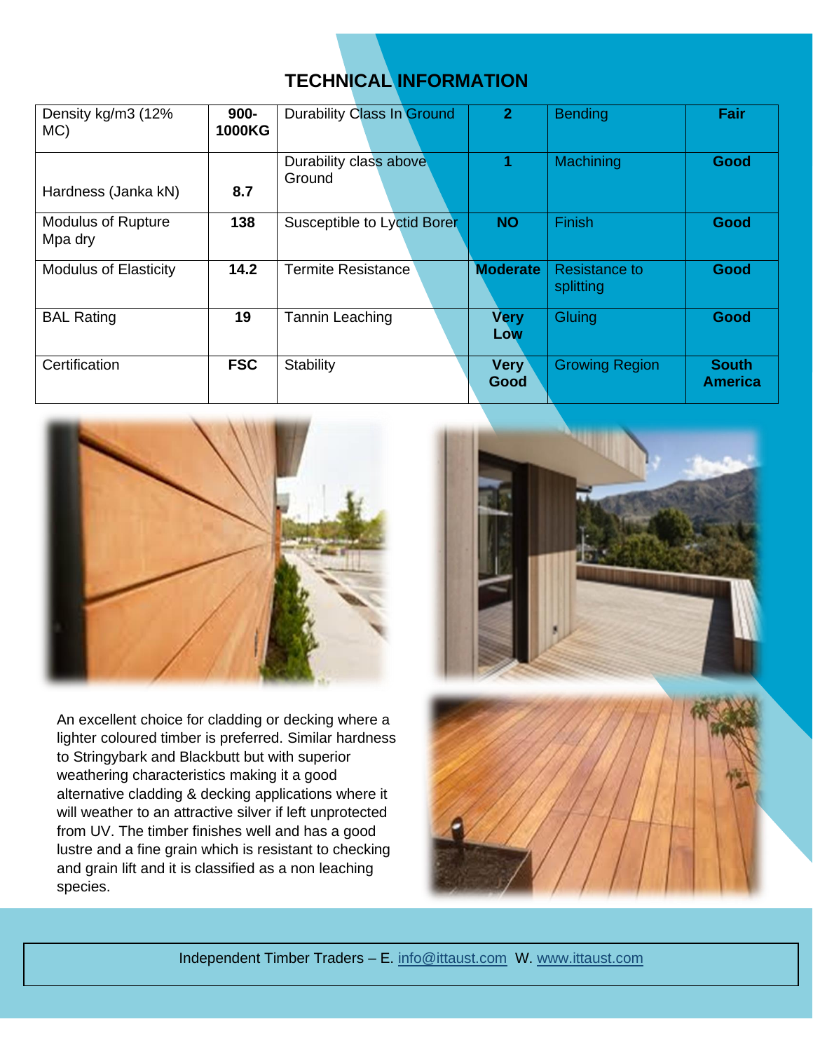## TECHNICAL INFORMATION

| | | | | | |
|---|---|---|---|---|---|
| Density kg/m3 (12% MC) | **900-1000KG** | Durability Class In Ground | **2** | Bending | **Fair** |
| Hardness (Janka kN) | **8.7** | Durability class above Ground | **1** | Machining | **Good** |
| Modulus of Rupture Mpa dry | **138** | Susceptible to Lyctid Borer | **NO** | Finish | **Good** |
| Modulus of Elasticity | **14.2** | Termite Resistance | **Moderate** | Resistance to splitting | **Good** |
| BAL Rating | **19** | Tannin Leaching | **Very Low** | Gluing | **Good** |
| Certification | **FSC** | Stability | **Very Good** | Growing Region | **South America** |

An excellent choice for cladding or decking where a lighter coloured timber is preferred. Similar hardness to Stringybark and Blackbutt but with superior weathering characteristics making it a good alternative cladding & decking applications where it will weather to an attractive silver if left unprotected from UV. The timber finishes well and has a good lustre and a fine grain which is resistant to checking and grain lift and it is classified as a non leaching species.

Independent Timber Traders – E. info@ittaust.com W. www.ittaust.com